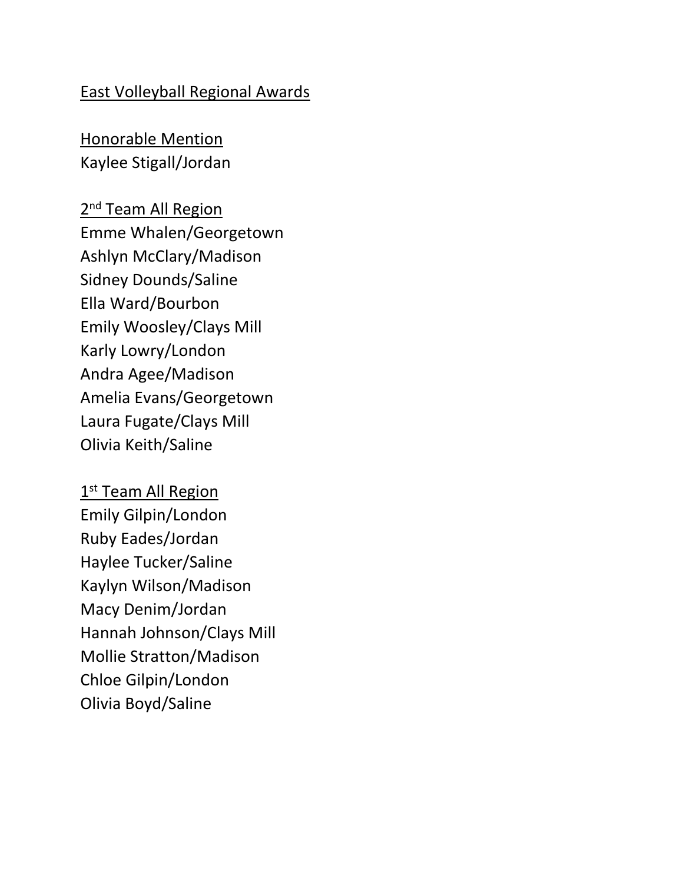# East Volleyball Regional Awards

## Honorable Mention

Kaylee Stigall/Jordan

## 2nd Team All Region

Emme Whalen/Georgetown
Ashlyn McClary/Madison
Sidney Dounds/Saline
Ella Ward/Bourbon
Emily Woosley/Clays Mill
Karly Lowry/London
Andra Agee/Madison
Amelia Evans/Georgetown
Laura Fugate/Clays Mill
Olivia Keith/Saline

## 1st Team All Region

Emily Gilpin/London
Ruby Eades/Jordan
Haylee Tucker/Saline
Kaylyn Wilson/Madison
Macy Denim/Jordan
Hannah Johnson/Clays Mill
Mollie Stratton/Madison
Chloe Gilpin/London
Olivia Boyd/Saline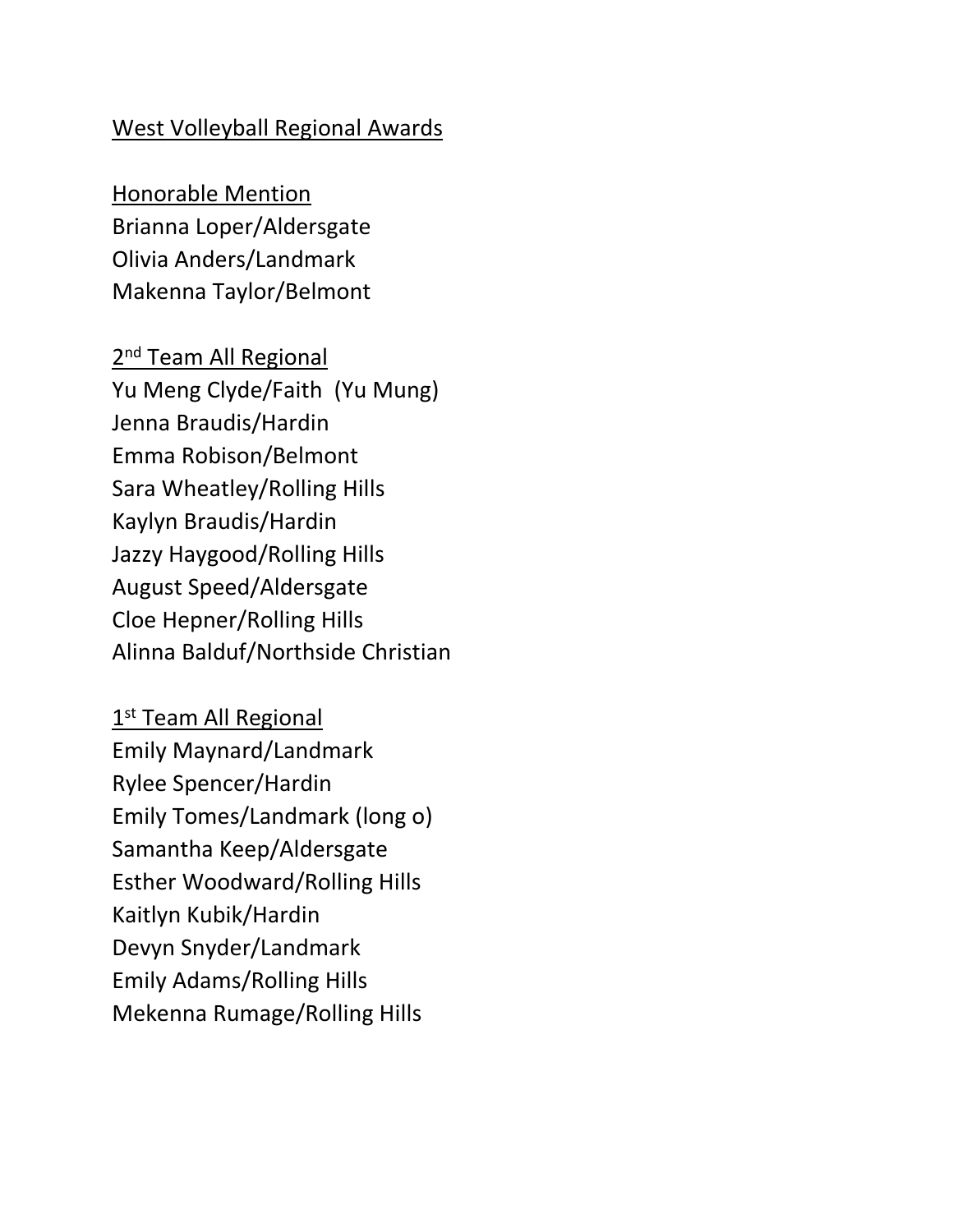## West Volleyball Regional Awards

### Honorable Mention

Brianna Loper/Aldersgate
Olivia Anders/Landmark
Makenna Taylor/Belmont

### 2nd Team All Regional

Yu Meng Clyde/Faith  (Yu Mung)
Jenna Braudis/Hardin
Emma Robison/Belmont
Sara Wheatley/Rolling Hills
Kaylyn Braudis/Hardin
Jazzy Haygood/Rolling Hills
August Speed/Aldersgate
Cloe Hepner/Rolling Hills
Alinna Balduf/Northside Christian

### 1st Team All Regional

Emily Maynard/Landmark
Rylee Spencer/Hardin
Emily Tomes/Landmark (long o)
Samantha Keep/Aldersgate
Esther Woodward/Rolling Hills
Kaitlyn Kubik/Hardin
Devyn Snyder/Landmark
Emily Adams/Rolling Hills
Mekenna Rumage/Rolling Hills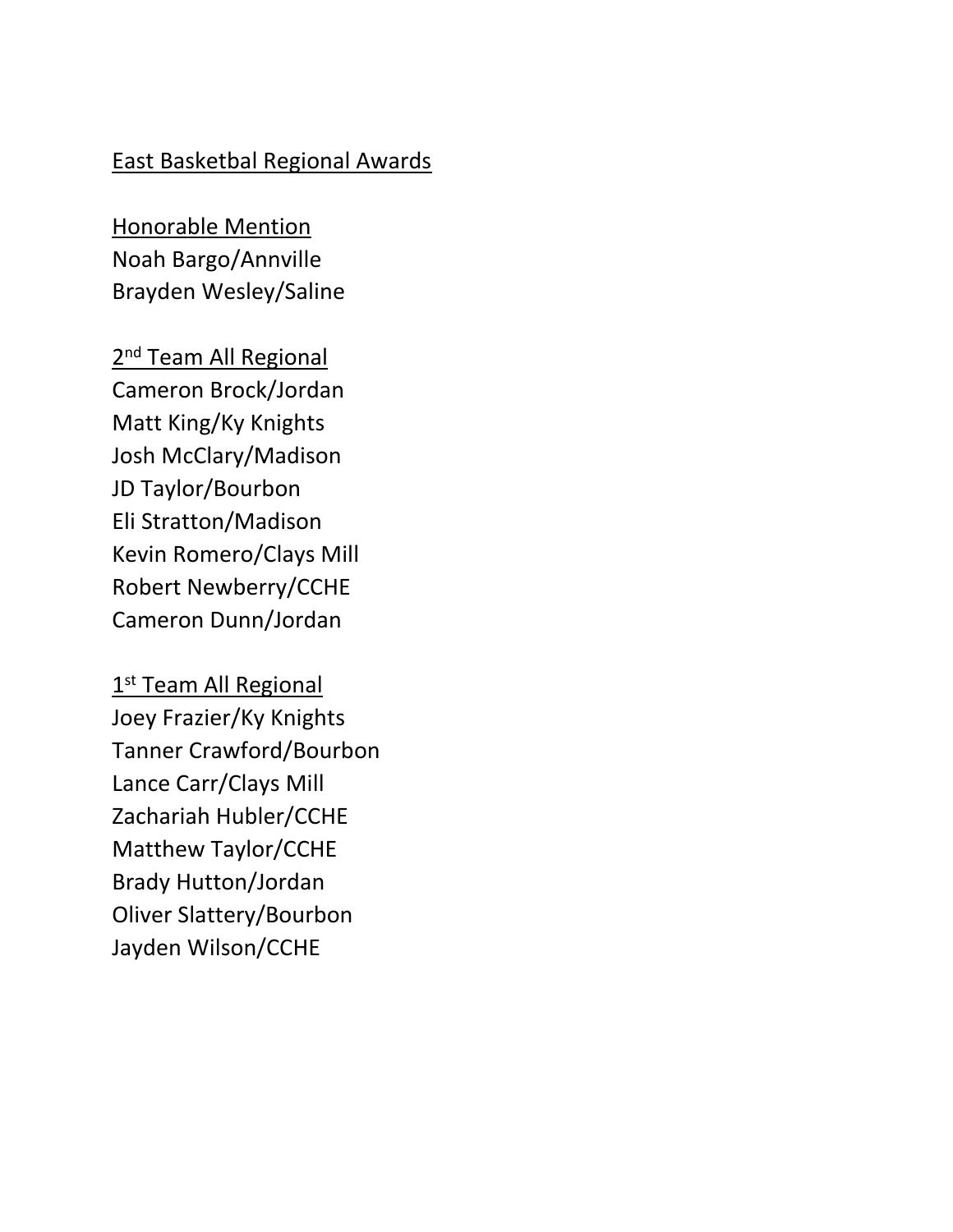# East Basketbal Regional Awards

## Honorable Mention

Noah Bargo/Annville
Brayden Wesley/Saline

## 2nd Team All Regional

Cameron Brock/Jordan
Matt King/Ky Knights
Josh McClary/Madison
JD Taylor/Bourbon
Eli Stratton/Madison
Kevin Romero/Clays Mill
Robert Newberry/CCHE
Cameron Dunn/Jordan

## 1st Team All Regional

Joey Frazier/Ky Knights
Tanner Crawford/Bourbon
Lance Carr/Clays Mill
Zachariah Hubler/CCHE
Matthew Taylor/CCHE
Brady Hutton/Jordan
Oliver Slattery/Bourbon
Jayden Wilson/CCHE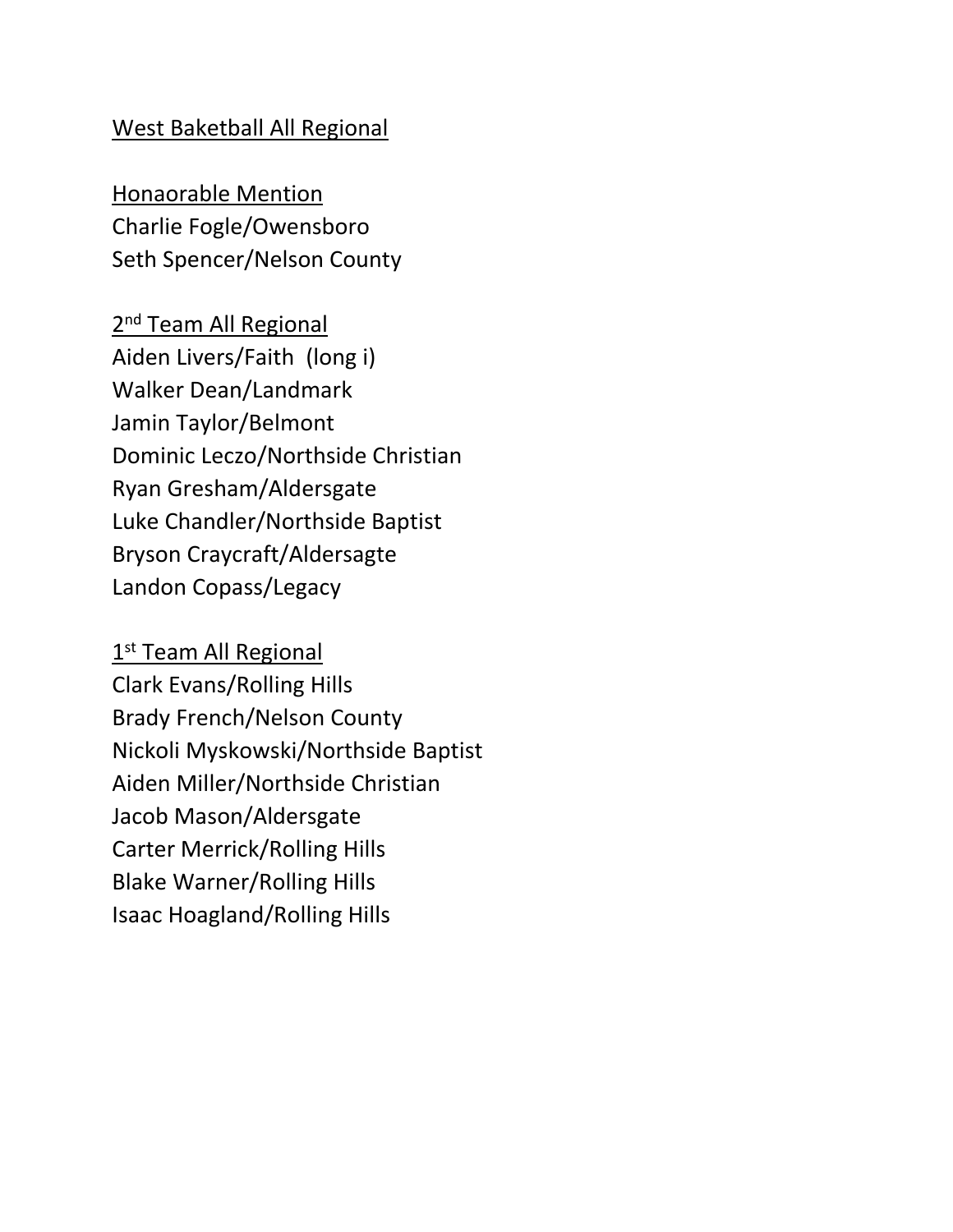# West Baketball All Regional

## Honaorable Mention

Charlie Fogle/Owensboro
Seth Spencer/Nelson County

## 2nd Team All Regional

Aiden Livers/Faith (long i)
Walker Dean/Landmark
Jamin Taylor/Belmont
Dominic Leczo/Northside Christian
Ryan Gresham/Aldersgate
Luke Chandler/Northside Baptist
Bryson Craycraft/Aldersagte
Landon Copass/Legacy

## 1st Team All Regional

Clark Evans/Rolling Hills
Brady French/Nelson County
Nickoli Myskowski/Northside Baptist
Aiden Miller/Northside Christian
Jacob Mason/Aldersgate
Carter Merrick/Rolling Hills
Blake Warner/Rolling Hills
Isaac Hoagland/Rolling Hills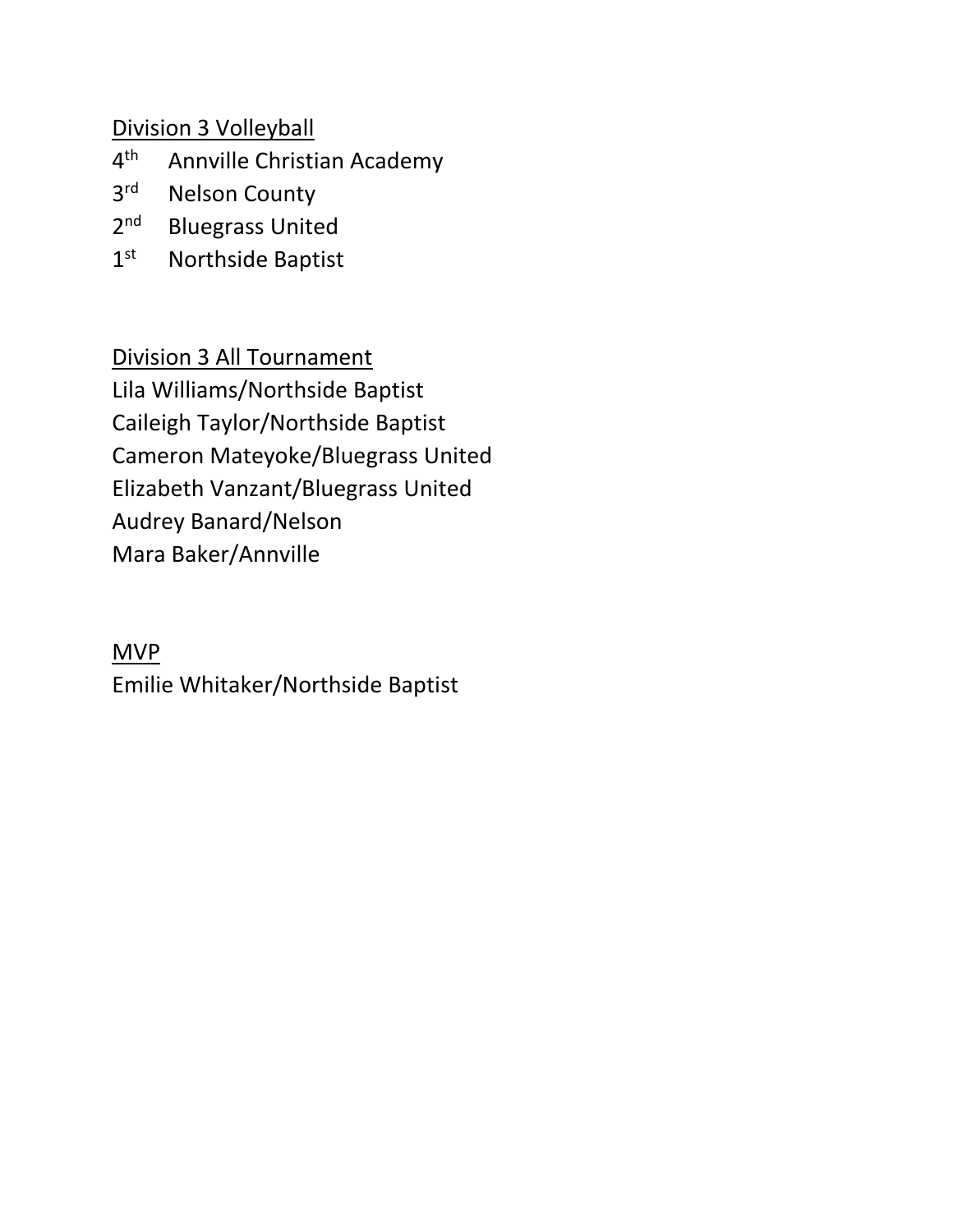Division 3 Volleyball

4th Annville Christian Academy
3rd Nelson County
2nd Bluegrass United
1st Northside Baptist

Division 3 All Tournament

Lila Williams/Northside Baptist
Caileigh Taylor/Northside Baptist
Cameron Mateyoke/Bluegrass United
Elizabeth Vanzant/Bluegrass United
Audrey Banard/Nelson
Mara Baker/Annville

MVP

Emilie Whitaker/Northside Baptist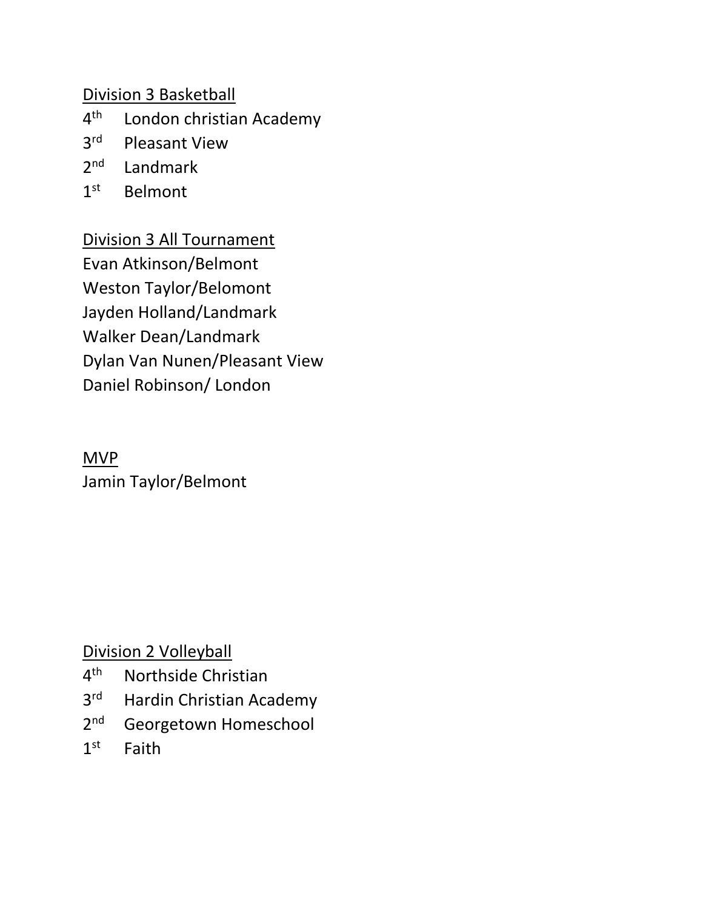Division 3 Basketball

4th London christian Academy
3rd Pleasant View
2nd Landmark
1st Belmont

Division 3 All Tournament

Evan Atkinson/Belmont
Weston Taylor/Belomont
Jayden Holland/Landmark
Walker Dean/Landmark
Dylan Van Nunen/Pleasant View
Daniel Robinson/ London

MVP

Jamin Taylor/Belmont

Division 2 Volleyball

4th Northside Christian
3rd Hardin Christian Academy
2nd Georgetown Homeschool
1st Faith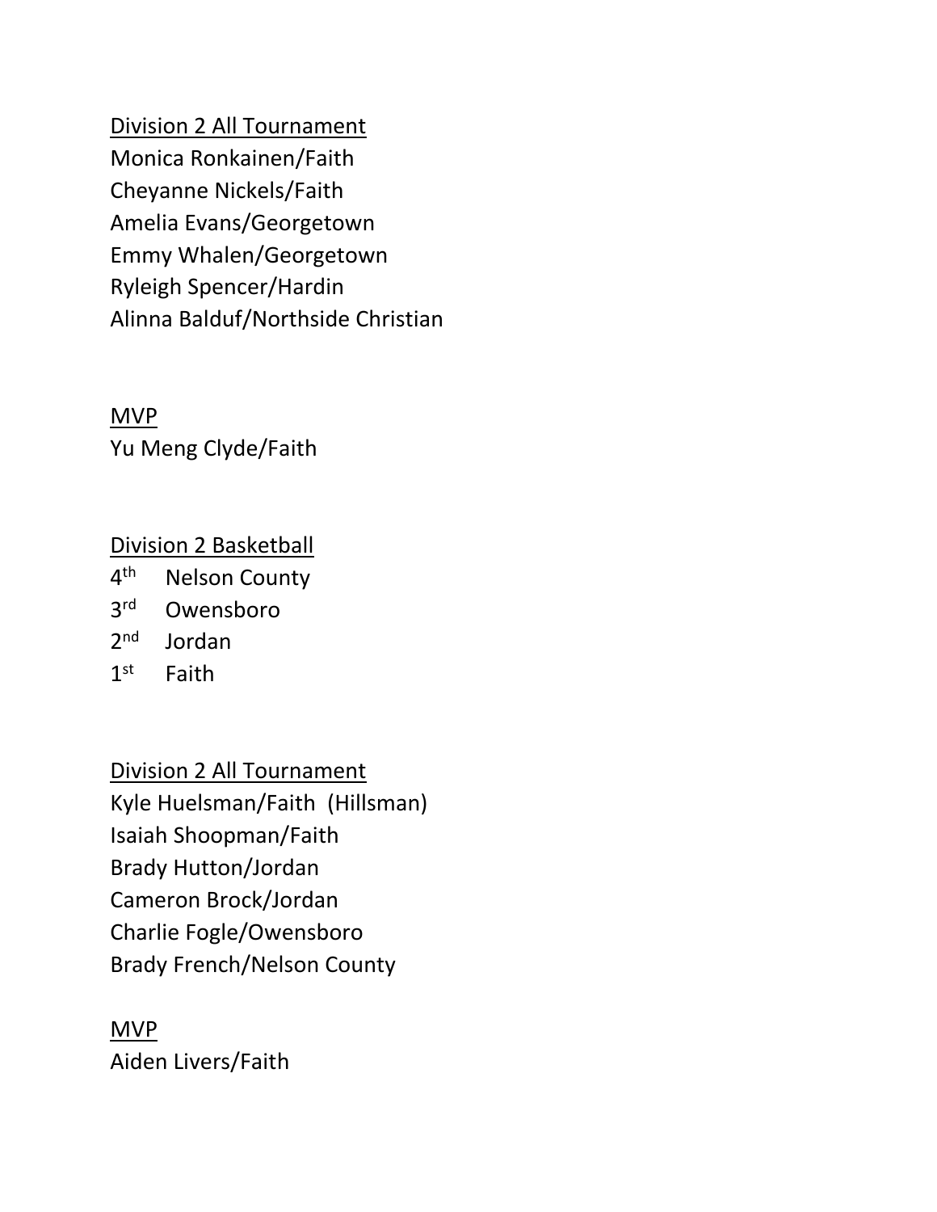## Division 2 All Tournament

Monica Ronkainen/Faith
Cheyanne Nickels/Faith
Amelia Evans/Georgetown
Emmy Whalen/Georgetown
Ryleigh Spencer/Hardin
Alinna Balduf/Northside Christian

## MVP

Yu Meng Clyde/Faith

## Division 2 Basketball

4th Nelson County
3rd Owensboro
2nd Jordan
1st Faith

## Division 2 All Tournament

Kyle Huelsman/Faith (Hillsman)
Isaiah Shoopman/Faith
Brady Hutton/Jordan
Cameron Brock/Jordan
Charlie Fogle/Owensboro
Brady French/Nelson County

## MVP

Aiden Livers/Faith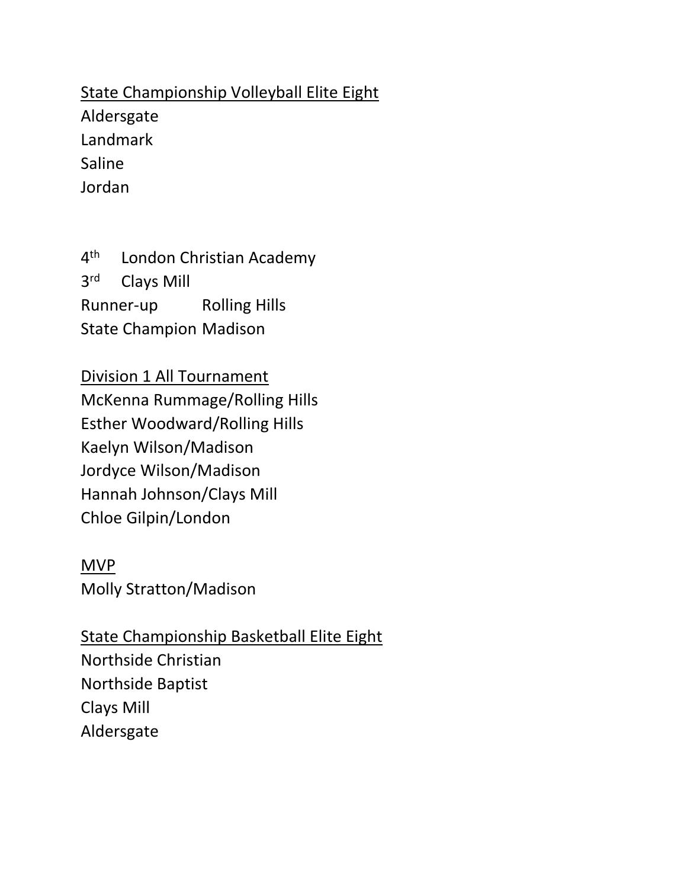<u>State Championship Volleyball Elite Eight</u>

Aldersgate
Landmark
Saline
Jordan

4th London Christian Academy
3rd Clays Mill
Runner-up Rolling Hills
State Champion Madison

<u>Division 1 All Tournament</u>

McKenna Rummage/Rolling Hills
Esther Woodward/Rolling Hills
Kaelyn Wilson/Madison
Jordyce Wilson/Madison
Hannah Johnson/Clays Mill
Chloe Gilpin/London

<u>MVP</u>

Molly Stratton/Madison

<u>State Championship Basketball Elite Eight</u>

Northside Christian
Northside Baptist
Clays Mill
Aldersgate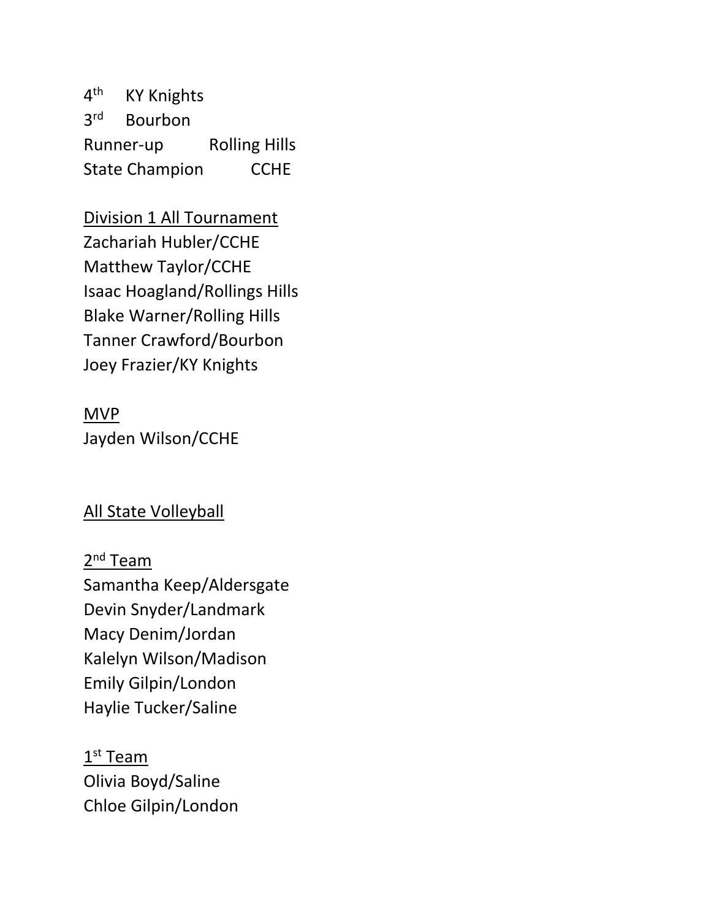4th KY Knights
3rd Bourbon
Runner-up Rolling Hills
State Champion CCHE

Division 1 All Tournament
Zachariah Hubler/CCHE
Matthew Taylor/CCHE
Isaac Hoagland/Rollings Hills
Blake Warner/Rolling Hills
Tanner Crawford/Bourbon
Joey Frazier/KY Knights

MVP
Jayden Wilson/CCHE

All State Volleyball

2nd Team
Samantha Keep/Aldersgate
Devin Snyder/Landmark
Macy Denim/Jordan
Kalelyn Wilson/Madison
Emily Gilpin/London
Haylie Tucker/Saline

1st Team
Olivia Boyd/Saline
Chloe Gilpin/London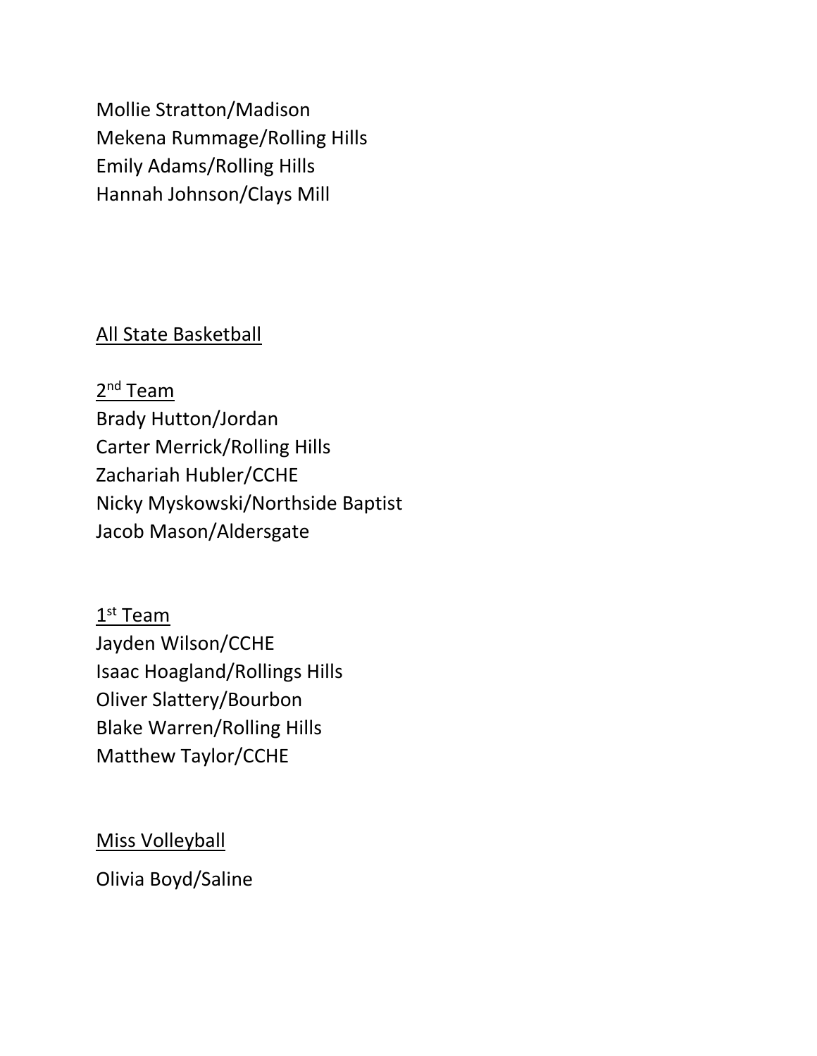Mollie Stratton/Madison
Mekena Rummage/Rolling Hills
Emily Adams/Rolling Hills
Hannah Johnson/Clays Mill

<u>All State Basketball</u>

<u>2nd Team</u>
Brady Hutton/Jordan
Carter Merrick/Rolling Hills
Zachariah Hubler/CCHE
Nicky Myskowski/Northside Baptist
Jacob Mason/Aldersgate

<u>1st Team</u>
Jayden Wilson/CCHE
Isaac Hoagland/Rollings Hills
Oliver Slattery/Bourbon
Blake Warren/Rolling Hills
Matthew Taylor/CCHE

<u>Miss Volleyball</u>

Olivia Boyd/Saline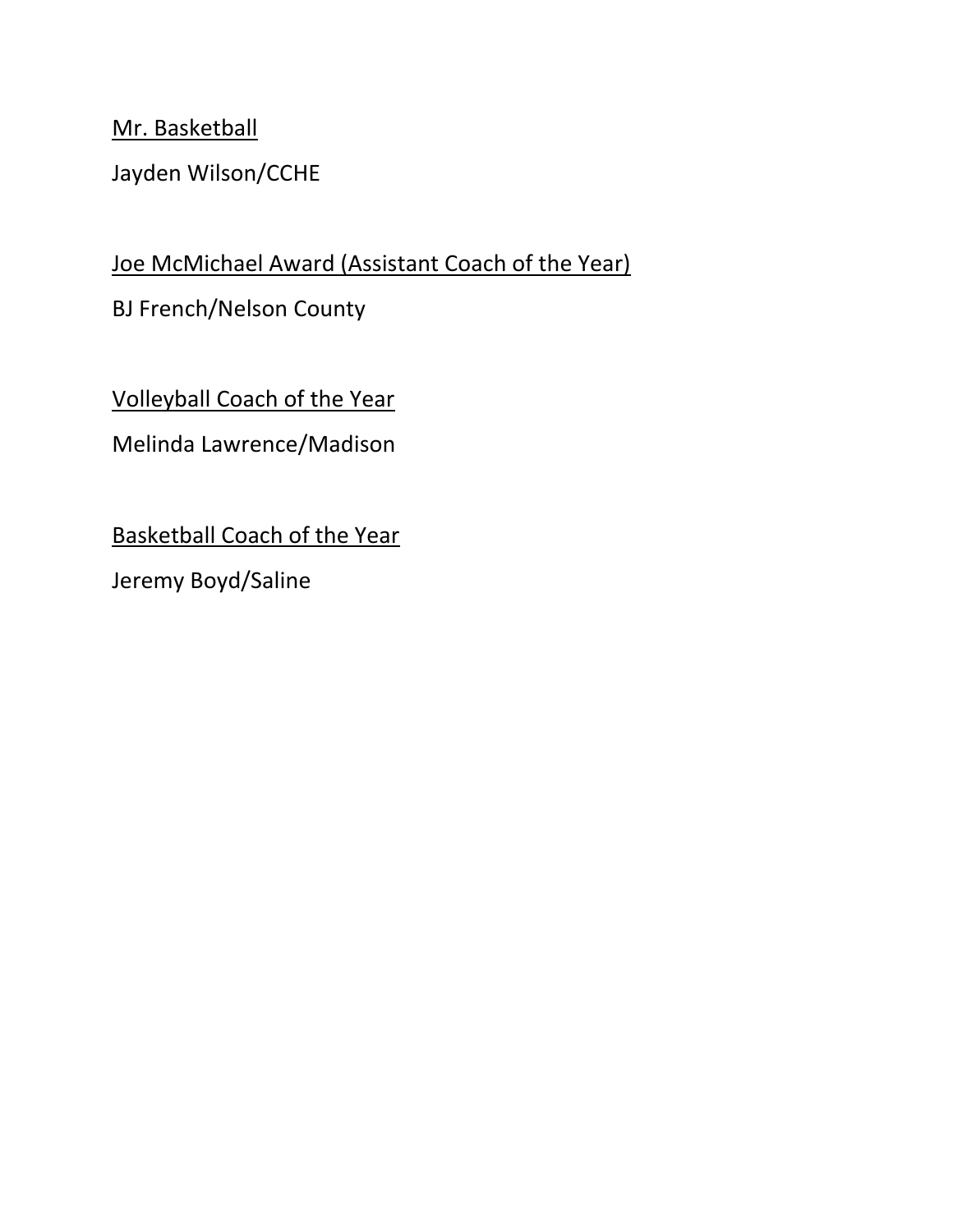<u>Mr. Basketball</u>

Jayden Wilson/CCHE

<u>Joe McMichael Award (Assistant Coach of the Year)</u>

BJ French/Nelson County

<u>Volleyball Coach of the Year</u>

Melinda Lawrence/Madison

<u>Basketball Coach of the Year</u>

Jeremy Boyd/Saline